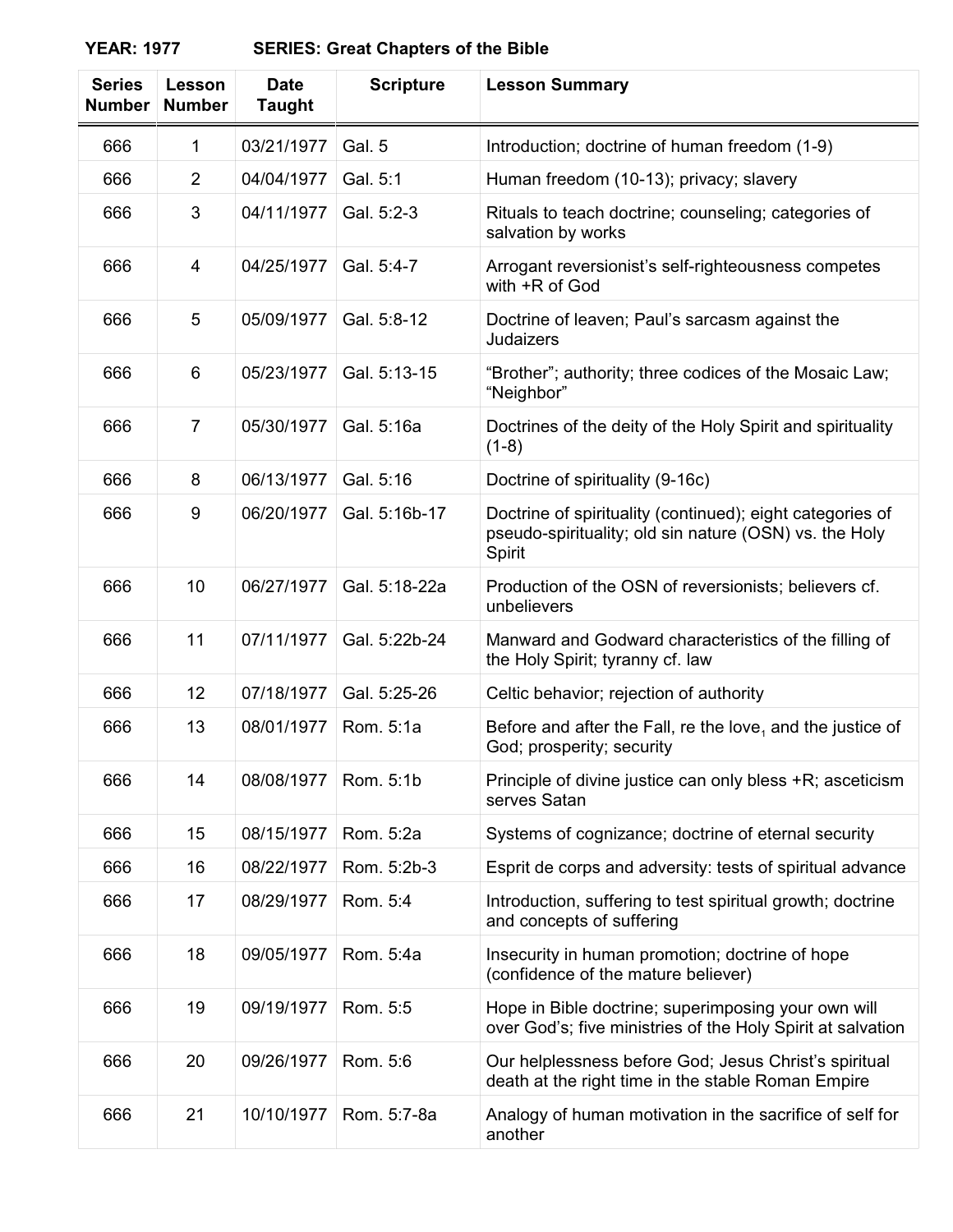**YEAR: 1977 SERIES: Great Chapters of the Bible**

| Series Number | Lesson Number | Date Taught | Scripture | Lesson Summary |
|---|---|---|---|---|
| 666 | 1 | 03/21/1977 | Gal. 5 | Introduction; doctrine of human freedom (1-9) |
| 666 | 2 | 04/04/1977 | Gal. 5:1 | Human freedom (10-13); privacy; slavery |
| 666 | 3 | 04/11/1977 | Gal. 5:2-3 | Rituals to teach doctrine; counseling; categories of salvation by works |
| 666 | 4 | 04/25/1977 | Gal. 5:4-7 | Arrogant reversionist's self-righteousness competes with +R of God |
| 666 | 5 | 05/09/1977 | Gal. 5:8-12 | Doctrine of leaven; Paul's sarcasm against the Judaizers |
| 666 | 6 | 05/23/1977 | Gal. 5:13-15 | "Brother"; authority; three codices of the Mosaic Law; "Neighbor" |
| 666 | 7 | 05/30/1977 | Gal. 5:16a | Doctrines of the deity of the Holy Spirit and spirituality (1-8) |
| 666 | 8 | 06/13/1977 | Gal. 5:16 | Doctrine of spirituality (9-16c) |
| 666 | 9 | 06/20/1977 | Gal. 5:16b-17 | Doctrine of spirituality (continued); eight categories of pseudo-spirituality; old sin nature (OSN) vs. the Holy Spirit |
| 666 | 10 | 06/27/1977 | Gal. 5:18-22a | Production of the OSN of reversionists; believers cf. unbelievers |
| 666 | 11 | 07/11/1977 | Gal. 5:22b-24 | Manward and Godward characteristics of the filling of the Holy Spirit; tyranny cf. law |
| 666 | 12 | 07/18/1977 | Gal. 5:25-26 | Celtic behavior; rejection of authority |
| 666 | 13 | 08/01/1977 | Rom. 5:1a | Before and after the Fall, re the love$_1$ and the justice of God; prosperity; security |
| 666 | 14 | 08/08/1977 | Rom. 5:1b | Principle of divine justice can only bless +R; asceticism serves Satan |
| 666 | 15 | 08/15/1977 | Rom. 5:2a | Systems of cognizance; doctrine of eternal security |
| 666 | 16 | 08/22/1977 | Rom. 5:2b-3 | Esprit de corps and adversity: tests of spiritual advance |
| 666 | 17 | 08/29/1977 | Rom. 5:4 | Introduction, suffering to test spiritual growth; doctrine and concepts of suffering |
| 666 | 18 | 09/05/1977 | Rom. 5:4a | Insecurity in human promotion; doctrine of hope (confidence of the mature believer) |
| 666 | 19 | 09/19/1977 | Rom. 5:5 | Hope in Bible doctrine; superimposing your own will over God's; five ministries of the Holy Spirit at salvation |
| 666 | 20 | 09/26/1977 | Rom. 5:6 | Our helplessness before God; Jesus Christ's spiritual death at the right time in the stable Roman Empire |
| 666 | 21 | 10/10/1977 | Rom. 5:7-8a | Analogy of human motivation in the sacrifice of self for another |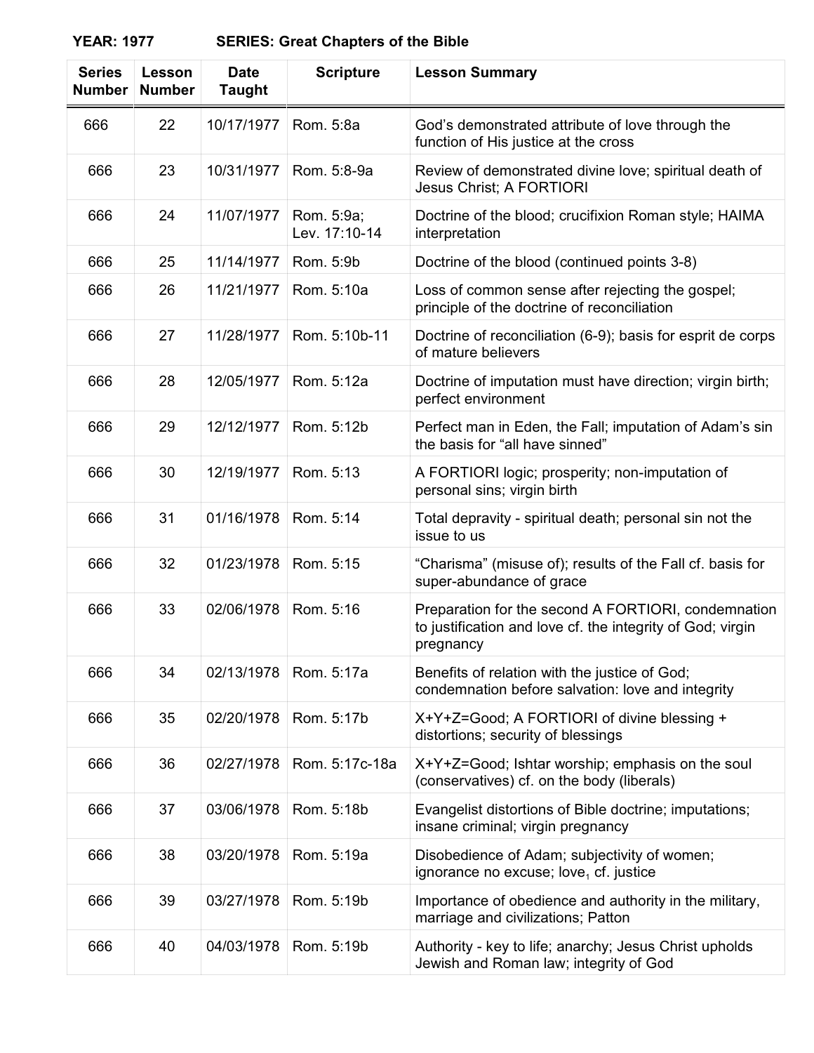**YEAR: 1977 SERIES: Great Chapters of the Bible**

| Series Number | Lesson Number | Date Taught | Scripture | Lesson Summary |
|---|---|---|---|---|
| 666 | 22 | 10/17/1977 | Rom. 5:8a | God's demonstrated attribute of love through the function of His justice at the cross |
| 666 | 23 | 10/31/1977 | Rom. 5:8-9a | Review of demonstrated divine love; spiritual death of Jesus Christ; A FORTIORI |
| 666 | 24 | 11/07/1977 | Rom. 5:9a; Lev. 17:10-14 | Doctrine of the blood; crucifixion Roman style; HAIMA interpretation |
| 666 | 25 | 11/14/1977 | Rom. 5:9b | Doctrine of the blood (continued points 3-8) |
| 666 | 26 | 11/21/1977 | Rom. 5:10a | Loss of common sense after rejecting the gospel; principle of the doctrine of reconciliation |
| 666 | 27 | 11/28/1977 | Rom. 5:10b-11 | Doctrine of reconciliation (6-9); basis for esprit de corps of mature believers |
| 666 | 28 | 12/05/1977 | Rom. 5:12a | Doctrine of imputation must have direction; virgin birth; perfect environment |
| 666 | 29 | 12/12/1977 | Rom. 5:12b | Perfect man in Eden, the Fall; imputation of Adam's sin the basis for "all have sinned" |
| 666 | 30 | 12/19/1977 | Rom. 5:13 | A FORTIORI logic; prosperity; non-imputation of personal sins; virgin birth |
| 666 | 31 | 01/16/1978 | Rom. 5:14 | Total depravity - spiritual death; personal sin not the issue to us |
| 666 | 32 | 01/23/1978 | Rom. 5:15 | "Charisma" (misuse of); results of the Fall cf. basis for super-abundance of grace |
| 666 | 33 | 02/06/1978 | Rom. 5:16 | Preparation for the second A FORTIORI, condemnation to justification and love cf. the integrity of God; virgin pregnancy |
| 666 | 34 | 02/13/1978 | Rom. 5:17a | Benefits of relation with the justice of God; condemnation before salvation: love and integrity |
| 666 | 35 | 02/20/1978 | Rom. 5:17b | X+Y+Z=Good; A FORTIORI of divine blessing + distortions; security of blessings |
| 666 | 36 | 02/27/1978 | Rom. 5:17c-18a | X+Y+Z=Good; Ishtar worship; emphasis on the soul (conservatives) cf. on the body (liberals) |
| 666 | 37 | 03/06/1978 | Rom. 5:18b | Evangelist distortions of Bible doctrine; imputations; insane criminal; virgin pregnancy |
| 666 | 38 | 03/20/1978 | Rom. 5:19a | Disobedience of Adam; subjectivity of women; ignorance no excuse; $love_1$ cf. justice |
| 666 | 39 | 03/27/1978 | Rom. 5:19b | Importance of obedience and authority in the military, marriage and civilizations; Patton |
| 666 | 40 | 04/03/1978 | Rom. 5:19b | Authority - key to life; anarchy; Jesus Christ upholds Jewish and Roman law; integrity of God |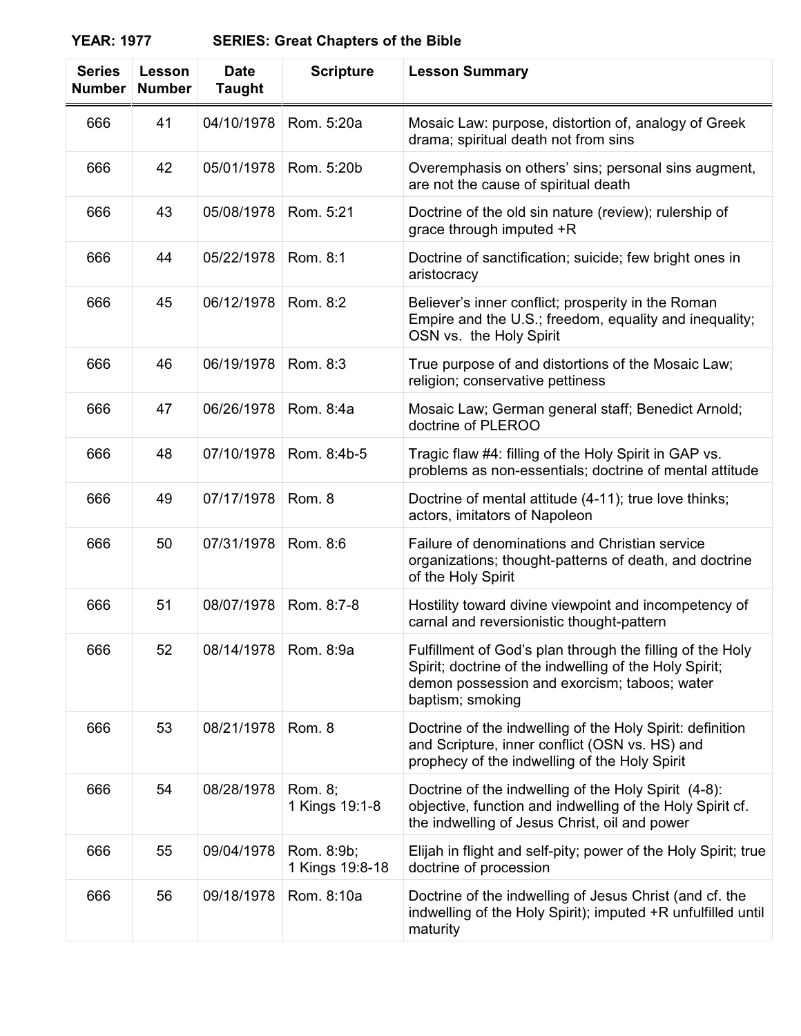**YEAR: 1977 SERIES: Great Chapters of the Bible**

| Series Number | Lesson Number | Date Taught | Scripture | Lesson Summary |
|---|---|---|---|---|
| 666 | 41 | 04/10/1978 | Rom. 5:20a | Mosaic Law: purpose, distortion of, analogy of Greek drama; spiritual death not from sins |
| 666 | 42 | 05/01/1978 | Rom. 5:20b | Overemphasis on others' sins; personal sins augment, are not the cause of spiritual death |
| 666 | 43 | 05/08/1978 | Rom. 5:21 | Doctrine of the old sin nature (review); rulership of grace through imputed +R |
| 666 | 44 | 05/22/1978 | Rom. 8:1 | Doctrine of sanctification; suicide; few bright ones in aristocracy |
| 666 | 45 | 06/12/1978 | Rom. 8:2 | Believer's inner conflict; prosperity in the Roman Empire and the U.S.; freedom, equality and inequality; OSN vs. the Holy Spirit |
| 666 | 46 | 06/19/1978 | Rom. 8:3 | True purpose of and distortions of the Mosaic Law; religion; conservative pettiness |
| 666 | 47 | 06/26/1978 | Rom. 8:4a | Mosaic Law; German general staff; Benedict Arnold; doctrine of PLEROO |
| 666 | 48 | 07/10/1978 | Rom. 8:4b-5 | Tragic flaw #4: filling of the Holy Spirit in GAP vs. problems as non-essentials; doctrine of mental attitude |
| 666 | 49 | 07/17/1978 | Rom. 8 | Doctrine of mental attitude (4-11); true love thinks; actors, imitators of Napoleon |
| 666 | 50 | 07/31/1978 | Rom. 8:6 | Failure of denominations and Christian service organizations; thought-patterns of death, and doctrine of the Holy Spirit |
| 666 | 51 | 08/07/1978 | Rom. 8:7-8 | Hostility toward divine viewpoint and incompetency of carnal and reversionistic thought-pattern |
| 666 | 52 | 08/14/1978 | Rom. 8:9a | Fulfillment of God's plan through the filling of the Holy Spirit; doctrine of the indwelling of the Holy Spirit; demon possession and exorcism; taboos; water baptism; smoking |
| 666 | 53 | 08/21/1978 | Rom. 8 | Doctrine of the indwelling of the Holy Spirit: definition and Scripture, inner conflict (OSN vs. HS) and prophecy of the indwelling of the Holy Spirit |
| 666 | 54 | 08/28/1978 | Rom. 8; 1 Kings 19:1-8 | Doctrine of the indwelling of the Holy Spirit (4-8): objective, function and indwelling of the Holy Spirit cf. the indwelling of Jesus Christ, oil and power |
| 666 | 55 | 09/04/1978 | Rom. 8:9b; 1 Kings 19:8-18 | Elijah in flight and self-pity; power of the Holy Spirit; true doctrine of procession |
| 666 | 56 | 09/18/1978 | Rom. 8:10a | Doctrine of the indwelling of Jesus Christ (and cf. the indwelling of the Holy Spirit); imputed +R unfulfilled until maturity |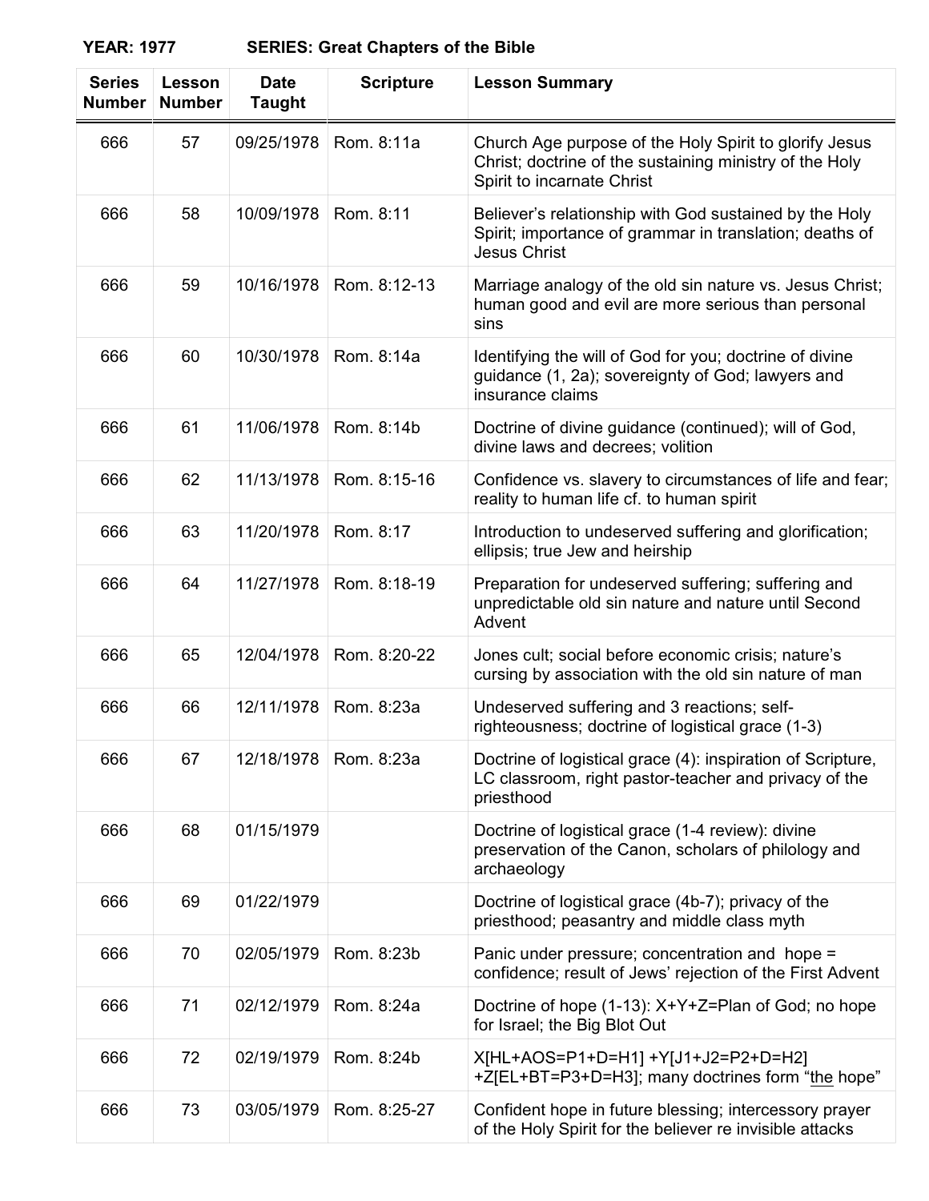**YEAR: 1977 SERIES: Great Chapters of the Bible**

| Series Number | Lesson Number | Date Taught | Scripture | Lesson Summary |
|---|---|---|---|---|
| 666 | 57 | 09/25/1978 | Rom. 8:11a | Church Age purpose of the Holy Spirit to glorify Jesus Christ; doctrine of the sustaining ministry of the Holy Spirit to incarnate Christ |
| 666 | 58 | 10/09/1978 | Rom. 8:11 | Believer’s relationship with God sustained by the Holy Spirit; importance of grammar in translation; deaths of Jesus Christ |
| 666 | 59 | 10/16/1978 | Rom. 8:12-13 | Marriage analogy of the old sin nature vs. Jesus Christ; human good and evil are more serious than personal sins |
| 666 | 60 | 10/30/1978 | Rom. 8:14a | Identifying the will of God for you; doctrine of divine guidance (1, 2a); sovereignty of God; lawyers and insurance claims |
| 666 | 61 | 11/06/1978 | Rom. 8:14b | Doctrine of divine guidance (continued); will of God, divine laws and decrees; volition |
| 666 | 62 | 11/13/1978 | Rom. 8:15-16 | Confidence vs. slavery to circumstances of life and fear; reality to human life cf. to human spirit |
| 666 | 63 | 11/20/1978 | Rom. 8:17 | Introduction to undeserved suffering and glorification; ellipsis; true Jew and heirship |
| 666 | 64 | 11/27/1978 | Rom. 8:18-19 | Preparation for undeserved suffering; suffering and unpredictable old sin nature and nature until Second Advent |
| 666 | 65 | 12/04/1978 | Rom. 8:20-22 | Jones cult; social before economic crisis; nature’s cursing by association with the old sin nature of man |
| 666 | 66 | 12/11/1978 | Rom. 8:23a | Undeserved suffering and 3 reactions; self-righteousness; doctrine of logistical grace (1-3) |
| 666 | 67 | 12/18/1978 | Rom. 8:23a | Doctrine of logistical grace (4): inspiration of Scripture, LC classroom, right pastor-teacher and privacy of the priesthood |
| 666 | 68 | 01/15/1979 | | Doctrine of logistical grace (1-4 review): divine preservation of the Canon, scholars of philology and archaeology |
| 666 | 69 | 01/22/1979 | | Doctrine of logistical grace (4b-7); privacy of the priesthood; peasantry and middle class myth |
| 666 | 70 | 02/05/1979 | Rom. 8:23b | Panic under pressure; concentration and hope = confidence; result of Jews’ rejection of the First Advent |
| 666 | 71 | 02/12/1979 | Rom. 8:24a | Doctrine of hope (1-13): X+Y+Z=Plan of God; no hope for Israel; the Big Blot Out |
| 666 | 72 | 02/19/1979 | Rom. 8:24b | X[HL+AOS=P1+D=H1] +Y[J1+J2=P2+D=H2] +Z[EL+BT=P3+D=H3]; many doctrines form “the hope” |
| 666 | 73 | 03/05/1979 | Rom. 8:25-27 | Confident hope in future blessing; intercessory prayer of the Holy Spirit for the believer re invisible attacks |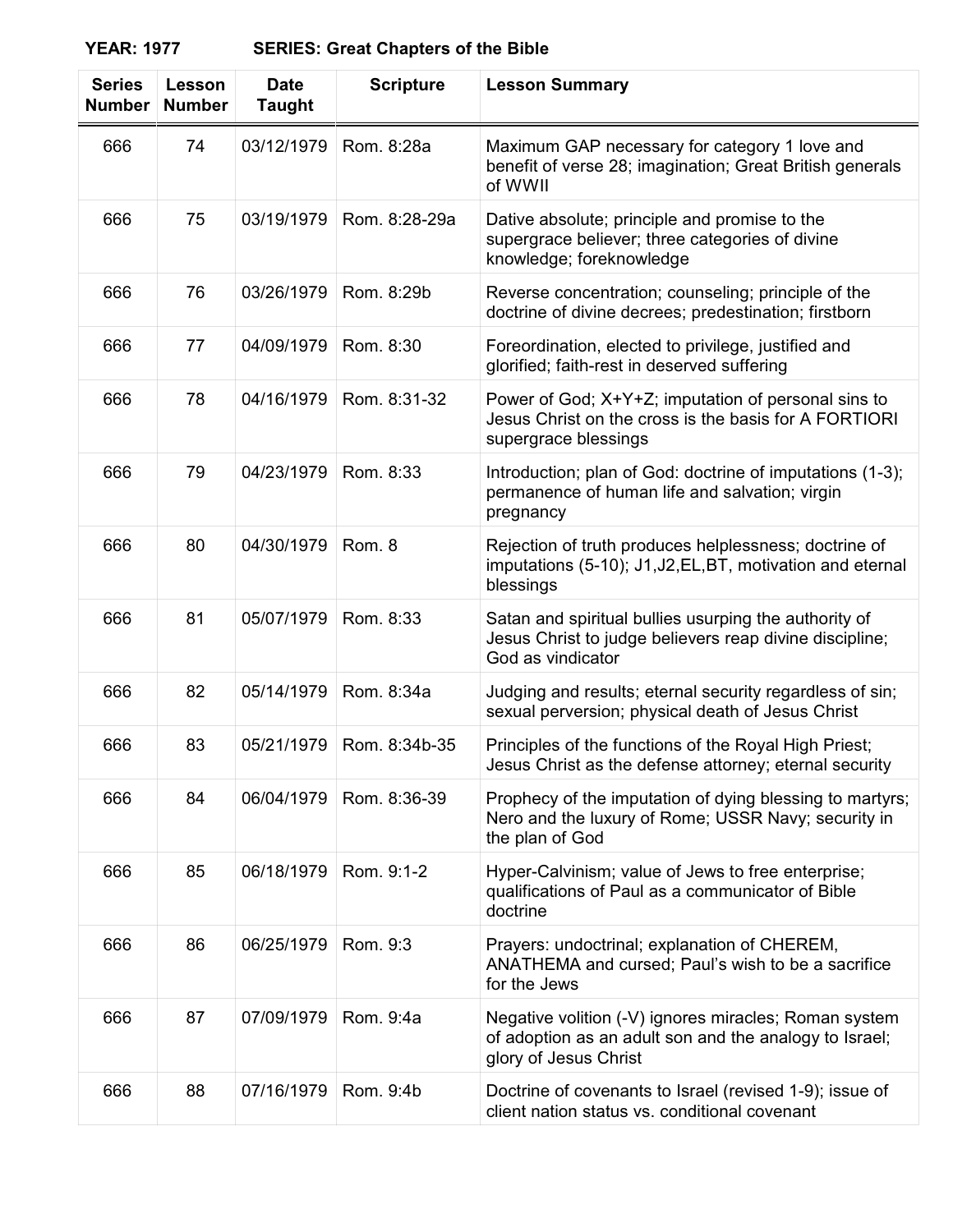**YEAR: 1977 SERIES: Great Chapters of the Bible**

| Series Number | Lesson Number | Date Taught | Scripture | Lesson Summary |
|---|---|---|---|---|
| 666 | 74 | 03/12/1979 | Rom. 8:28a | Maximum GAP necessary for category 1 love and benefit of verse 28; imagination; Great British generals of WWII |
| 666 | 75 | 03/19/1979 | Rom. 8:28-29a | Dative absolute; principle and promise to the supergrace believer; three categories of divine knowledge; foreknowledge |
| 666 | 76 | 03/26/1979 | Rom. 8:29b | Reverse concentration; counseling; principle of the doctrine of divine decrees; predestination; firstborn |
| 666 | 77 | 04/09/1979 | Rom. 8:30 | Foreordination, elected to privilege, justified and glorified; faith-rest in deserved suffering |
| 666 | 78 | 04/16/1979 | Rom. 8:31-32 | Power of God; X+Y+Z; imputation of personal sins to Jesus Christ on the cross is the basis for A FORTIORI supergrace blessings |
| 666 | 79 | 04/23/1979 | Rom. 8:33 | Introduction; plan of God: doctrine of imputations (1-3); permanence of human life and salvation; virgin pregnancy |
| 666 | 80 | 04/30/1979 | Rom. 8 | Rejection of truth produces helplessness; doctrine of imputations (5-10); J1,J2,EL,BT, motivation and eternal blessings |
| 666 | 81 | 05/07/1979 | Rom. 8:33 | Satan and spiritual bullies usurping the authority of Jesus Christ to judge believers reap divine discipline; God as vindicator |
| 666 | 82 | 05/14/1979 | Rom. 8:34a | Judging and results; eternal security regardless of sin; sexual perversion; physical death of Jesus Christ |
| 666 | 83 | 05/21/1979 | Rom. 8:34b-35 | Principles of the functions of the Royal High Priest; Jesus Christ as the defense attorney; eternal security |
| 666 | 84 | 06/04/1979 | Rom. 8:36-39 | Prophecy of the imputation of dying blessing to martyrs; Nero and the luxury of Rome; USSR Navy; security in the plan of God |
| 666 | 85 | 06/18/1979 | Rom. 9:1-2 | Hyper-Calvinism; value of Jews to free enterprise; qualifications of Paul as a communicator of Bible doctrine |
| 666 | 86 | 06/25/1979 | Rom. 9:3 | Prayers: undoctrinal; explanation of CHEREM, ANATHEMA and cursed; Paul's wish to be a sacrifice for the Jews |
| 666 | 87 | 07/09/1979 | Rom. 9:4a | Negative volition (-V) ignores miracles; Roman system of adoption as an adult son and the analogy to Israel; glory of Jesus Christ |
| 666 | 88 | 07/16/1979 | Rom. 9:4b | Doctrine of covenants to Israel (revised 1-9); issue of client nation status vs. conditional covenant |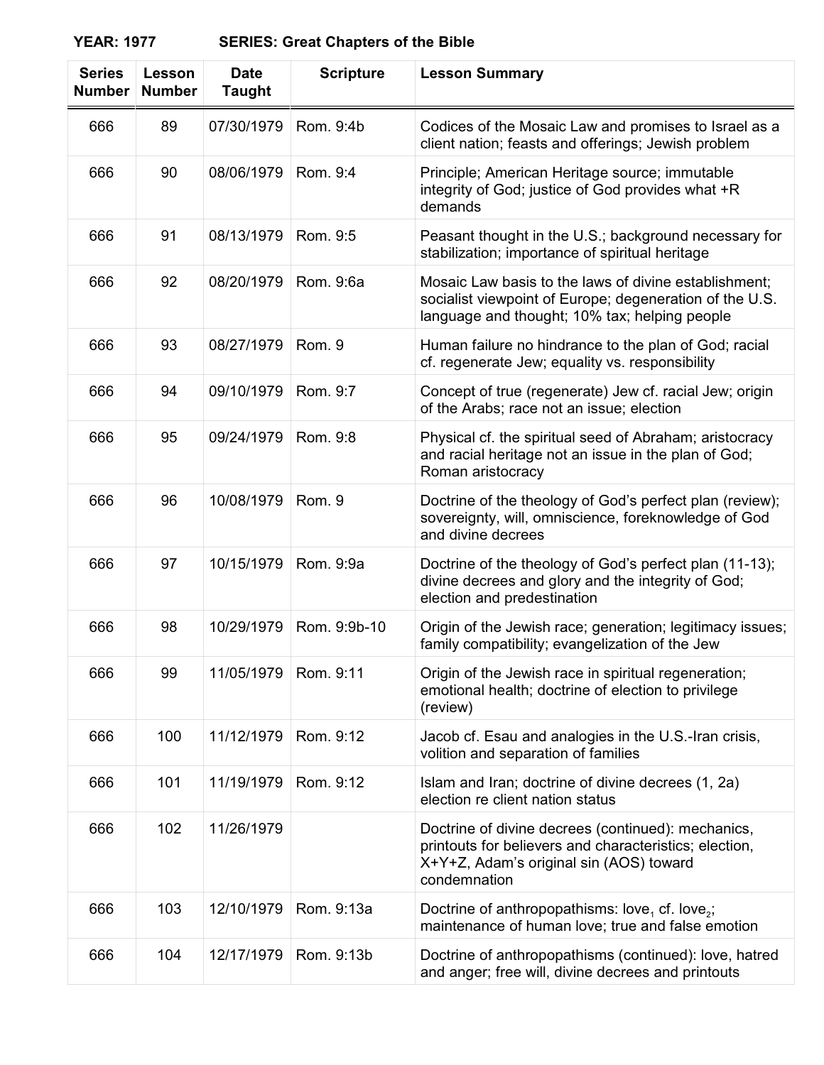**YEAR: 1977 SERIES: Great Chapters of the Bible**

| Series Number | Lesson Number | Date Taught | Scripture | Lesson Summary |
|---|---|---|---|---|
| 666 | 89 | 07/30/1979 | Rom. 9:4b | Codices of the Mosaic Law and promises to Israel as a client nation; feasts and offerings; Jewish problem |
| 666 | 90 | 08/06/1979 | Rom. 9:4 | Principle; American Heritage source; immutable integrity of God; justice of God provides what +R demands |
| 666 | 91 | 08/13/1979 | Rom. 9:5 | Peasant thought in the U.S.; background necessary for stabilization; importance of spiritual heritage |
| 666 | 92 | 08/20/1979 | Rom. 9:6a | Mosaic Law basis to the laws of divine establishment; socialist viewpoint of Europe; degeneration of the U.S. language and thought; 10% tax; helping people |
| 666 | 93 | 08/27/1979 | Rom. 9 | Human failure no hindrance to the plan of God; racial cf. regenerate Jew; equality vs. responsibility |
| 666 | 94 | 09/10/1979 | Rom. 9:7 | Concept of true (regenerate) Jew cf. racial Jew; origin of the Arabs; race not an issue; election |
| 666 | 95 | 09/24/1979 | Rom. 9:8 | Physical cf. the spiritual seed of Abraham; aristocracy and racial heritage not an issue in the plan of God; Roman aristocracy |
| 666 | 96 | 10/08/1979 | Rom. 9 | Doctrine of the theology of God's perfect plan (review); sovereignty, will, omniscience, foreknowledge of God and divine decrees |
| 666 | 97 | 10/15/1979 | Rom. 9:9a | Doctrine of the theology of God's perfect plan (11-13); divine decrees and glory and the integrity of God; election and predestination |
| 666 | 98 | 10/29/1979 | Rom. 9:9b-10 | Origin of the Jewish race; generation; legitimacy issues; family compatibility; evangelization of the Jew |
| 666 | 99 | 11/05/1979 | Rom. 9:11 | Origin of the Jewish race in spiritual regeneration; emotional health; doctrine of election to privilege (review) |
| 666 | 100 | 11/12/1979 | Rom. 9:12 | Jacob cf. Esau and analogies in the U.S.-Iran crisis, volition and separation of families |
| 666 | 101 | 11/19/1979 | Rom. 9:12 | Islam and Iran; doctrine of divine decrees (1, 2a) election re client nation status |
| 666 | 102 | 11/26/1979 | | Doctrine of divine decrees (continued): mechanics, printouts for believers and characteristics; election, X+Y+Z, Adam's original sin (AOS) toward condemnation |
| 666 | 103 | 12/10/1979 | Rom. 9:13a | Doctrine of anthropopathisms: $love_1$ cf. $love_2$; maintenance of human love; true and false emotion |
| 666 | 104 | 12/17/1979 | Rom. 9:13b | Doctrine of anthropopathisms (continued): love, hatred and anger; free will, divine decrees and printouts |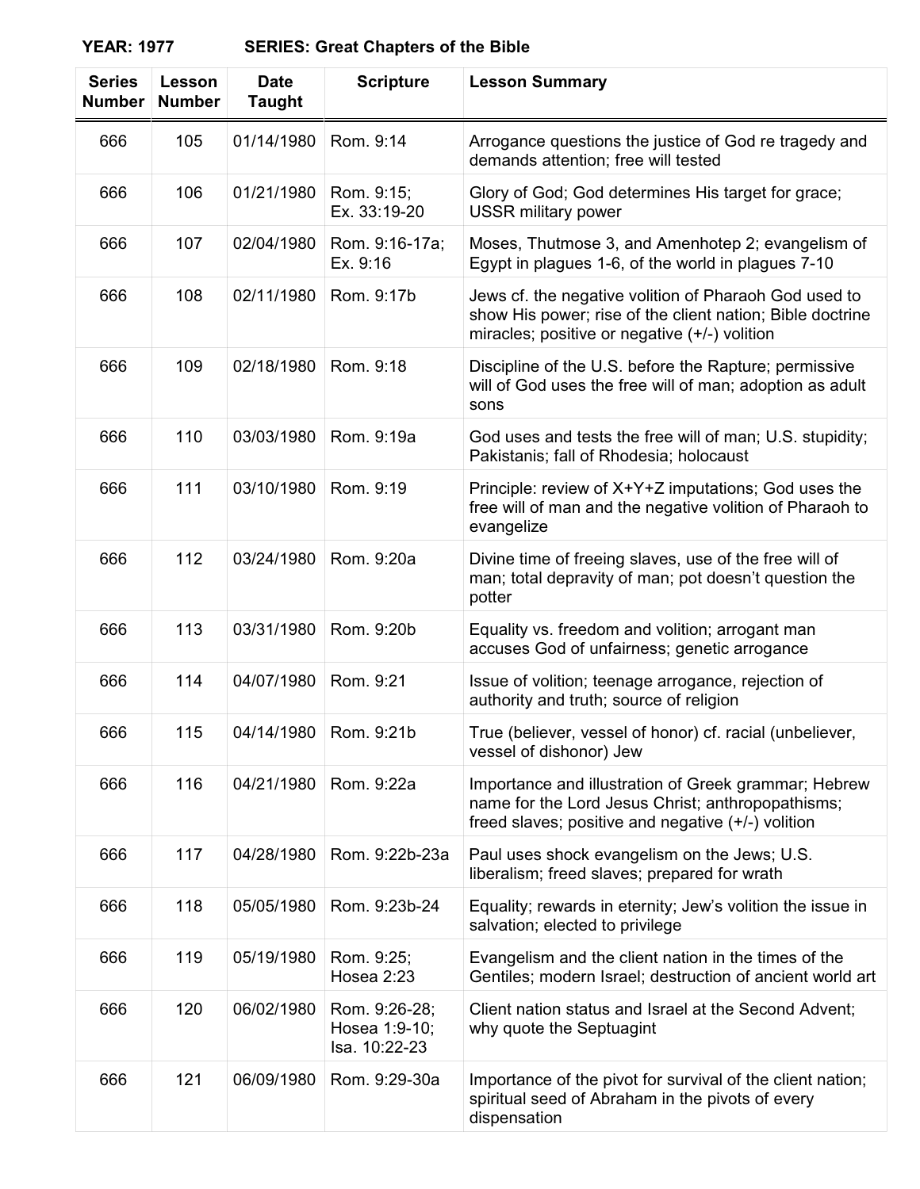**YEAR: 1977 SERIES: Great Chapters of the Bible**

| Series Number | Lesson Number | Date Taught | Scripture | Lesson Summary |
|---|---|---|---|---|
| 666 | 105 | 01/14/1980 | Rom. 9:14 | Arrogance questions the justice of God re tragedy and demands attention; free will tested |
| 666 | 106 | 01/21/1980 | Rom. 9:15; Ex. 33:19-20 | Glory of God; God determines His target for grace; USSR military power |
| 666 | 107 | 02/04/1980 | Rom. 9:16-17a; Ex. 9:16 | Moses, Thutmose 3, and Amenhotep 2; evangelism of Egypt in plagues 1-6, of the world in plagues 7-10 |
| 666 | 108 | 02/11/1980 | Rom. 9:17b | Jews cf. the negative volition of Pharaoh God used to show His power; rise of the client nation; Bible doctrine miracles; positive or negative (+/-) volition |
| 666 | 109 | 02/18/1980 | Rom. 9:18 | Discipline of the U.S. before the Rapture; permissive will of God uses the free will of man; adoption as adult sons |
| 666 | 110 | 03/03/1980 | Rom. 9:19a | God uses and tests the free will of man; U.S. stupidity; Pakistanis; fall of Rhodesia; holocaust |
| 666 | 111 | 03/10/1980 | Rom. 9:19 | Principle: review of X+Y+Z imputations; God uses the free will of man and the negative volition of Pharaoh to evangelize |
| 666 | 112 | 03/24/1980 | Rom. 9:20a | Divine time of freeing slaves, use of the free will of man; total depravity of man; pot doesn't question the potter |
| 666 | 113 | 03/31/1980 | Rom. 9:20b | Equality vs. freedom and volition; arrogant man accuses God of unfairness; genetic arrogance |
| 666 | 114 | 04/07/1980 | Rom. 9:21 | Issue of volition; teenage arrogance, rejection of authority and truth; source of religion |
| 666 | 115 | 04/14/1980 | Rom. 9:21b | True (believer, vessel of honor) cf. racial (unbeliever, vessel of dishonor) Jew |
| 666 | 116 | 04/21/1980 | Rom. 9:22a | Importance and illustration of Greek grammar; Hebrew name for the Lord Jesus Christ; anthropopathisms; freed slaves; positive and negative (+/-) volition |
| 666 | 117 | 04/28/1980 | Rom. 9:22b-23a | Paul uses shock evangelism on the Jews; U.S. liberalism; freed slaves; prepared for wrath |
| 666 | 118 | 05/05/1980 | Rom. 9:23b-24 | Equality; rewards in eternity; Jew's volition the issue in salvation; elected to privilege |
| 666 | 119 | 05/19/1980 | Rom. 9:25; Hosea 2:23 | Evangelism and the client nation in the times of the Gentiles; modern Israel; destruction of ancient world art |
| 666 | 120 | 06/02/1980 | Rom. 9:26-28; Hosea 1:9-10; Isa. 10:22-23 | Client nation status and Israel at the Second Advent; why quote the Septuagint |
| 666 | 121 | 06/09/1980 | Rom. 9:29-30a | Importance of the pivot for survival of the client nation; spiritual seed of Abraham in the pivots of every dispensation |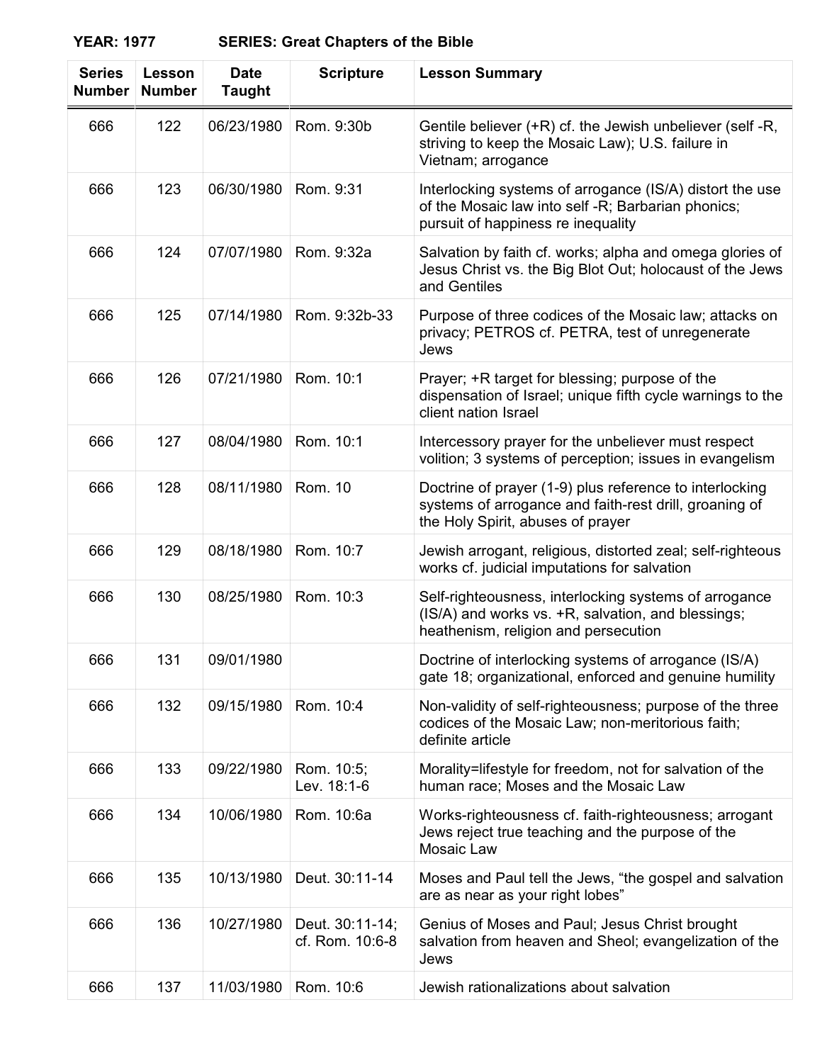**YEAR: 1977 SERIES: Great Chapters of the Bible**

| Series Number | Lesson Number | Date Taught | Scripture | Lesson Summary |
|---|---|---|---|---|
| 666 | 122 | 06/23/1980 | Rom. 9:30b | Gentile believer (+R) cf. the Jewish unbeliever (self -R, striving to keep the Mosaic Law); U.S. failure in Vietnam; arrogance |
| 666 | 123 | 06/30/1980 | Rom. 9:31 | Interlocking systems of arrogance (IS/A) distort the use of the Mosaic law into self -R; Barbarian phonics; pursuit of happiness re inequality |
| 666 | 124 | 07/07/1980 | Rom. 9:32a | Salvation by faith cf. works; alpha and omega glories of Jesus Christ vs. the Big Blot Out; holocaust of the Jews and Gentiles |
| 666 | 125 | 07/14/1980 | Rom. 9:32b-33 | Purpose of three codices of the Mosaic law; attacks on privacy; PETROS cf. PETRA, test of unregenerate Jews |
| 666 | 126 | 07/21/1980 | Rom. 10:1 | Prayer; +R target for blessing; purpose of the dispensation of Israel; unique fifth cycle warnings to the client nation Israel |
| 666 | 127 | 08/04/1980 | Rom. 10:1 | Intercessory prayer for the unbeliever must respect volition; 3 systems of perception; issues in evangelism |
| 666 | 128 | 08/11/1980 | Rom. 10 | Doctrine of prayer (1-9) plus reference to interlocking systems of arrogance and faith-rest drill, groaning of the Holy Spirit, abuses of prayer |
| 666 | 129 | 08/18/1980 | Rom. 10:7 | Jewish arrogant, religious, distorted zeal; self-righteous works cf. judicial imputations for salvation |
| 666 | 130 | 08/25/1980 | Rom. 10:3 | Self-righteousness, interlocking systems of arrogance (IS/A) and works vs. +R, salvation, and blessings; heathenism, religion and persecution |
| 666 | 131 | 09/01/1980 | | Doctrine of interlocking systems of arrogance (IS/A) gate 18; organizational, enforced and genuine humility |
| 666 | 132 | 09/15/1980 | Rom. 10:4 | Non-validity of self-righteousness; purpose of the three codices of the Mosaic Law; non-meritorious faith; definite article |
| 666 | 133 | 09/22/1980 | Rom. 10:5; Lev. 18:1-6 | Morality=lifestyle for freedom, not for salvation of the human race; Moses and the Mosaic Law |
| 666 | 134 | 10/06/1980 | Rom. 10:6a | Works-righteousness cf. faith-righteousness; arrogant Jews reject true teaching and the purpose of the Mosaic Law |
| 666 | 135 | 10/13/1980 | Deut. 30:11-14 | Moses and Paul tell the Jews, “the gospel and salvation are as near as your right lobes” |
| 666 | 136 | 10/27/1980 | Deut. 30:11-14; cf. Rom. 10:6-8 | Genius of Moses and Paul; Jesus Christ brought salvation from heaven and Sheol; evangelization of the Jews |
| 666 | 137 | 11/03/1980 | Rom. 10:6 | Jewish rationalizations about salvation |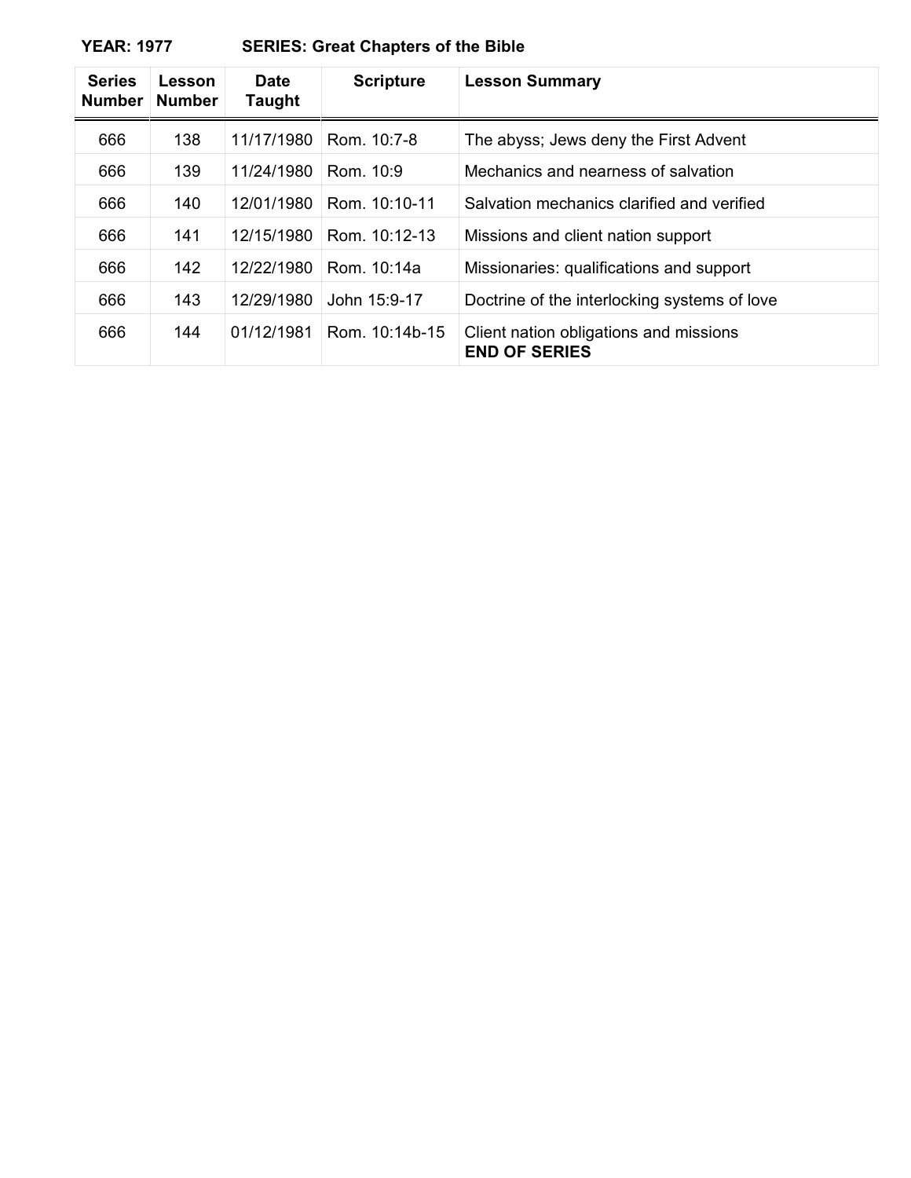**YEAR: 1977 SERIES: Great Chapters of the Bible**

| Series Number | Lesson Number | Date Taught | Scripture | Lesson Summary |
|---|---|---|---|---|
| 666 | 138 | 11/17/1980 | Rom. 10:7-8 | The abyss; Jews deny the First Advent |
| 666 | 139 | 11/24/1980 | Rom. 10:9 | Mechanics and nearness of salvation |
| 666 | 140 | 12/01/1980 | Rom. 10:10-11 | Salvation mechanics clarified and verified |
| 666 | 141 | 12/15/1980 | Rom. 10:12-13 | Missions and client nation support |
| 666 | 142 | 12/22/1980 | Rom. 10:14a | Missionaries: qualifications and support |
| 666 | 143 | 12/29/1980 | John 15:9-17 | Doctrine of the interlocking systems of love |
| 666 | 144 | 01/12/1981 | Rom. 10:14b-15 | Client nation obligations and missions **END OF SERIES** |